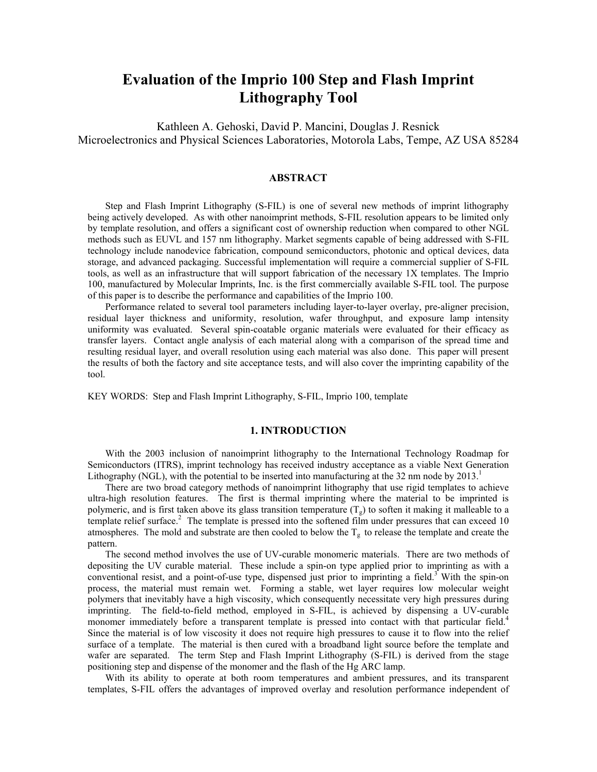# Evaluation of the Imprio 100 Step and Flash Imprint Lithography Tool

Kathleen A. Gehoski, David P. Mancini, Douglas J. Resnick
Microelectronics and Physical Sciences Laboratories, Motorola Labs, Tempe, AZ USA 85284

## ABSTRACT

Step and Flash Imprint Lithography (S-FIL) is one of several new methods of imprint lithography being actively developed. As with other nanoimprint methods, S-FIL resolution appears to be limited only by template resolution, and offers a significant cost of ownership reduction when compared to other NGL methods such as EUVL and 157 nm lithography. Market segments capable of being addressed with S-FIL technology include nanodevice fabrication, compound semiconductors, photonic and optical devices, data storage, and advanced packaging. Successful implementation will require a commercial supplier of S-FIL tools, as well as an infrastructure that will support fabrication of the necessary 1X templates. The Imprio 100, manufactured by Molecular Imprints, Inc. is the first commercially available S-FIL tool. The purpose of this paper is to describe the performance and capabilities of the Imprio 100.

Performance related to several tool parameters including layer-to-layer overlay, pre-aligner precision, residual layer thickness and uniformity, resolution, wafer throughput, and exposure lamp intensity uniformity was evaluated. Several spin-coatable organic materials were evaluated for their efficacy as transfer layers. Contact angle analysis of each material along with a comparison of the spread time and resulting residual layer, and overall resolution using each material was also done. This paper will present the results of both the factory and site acceptance tests, and will also cover the imprinting capability of the tool.

KEY WORDS: Step and Flash Imprint Lithography, S-FIL, Imprio 100, template

## 1. INTRODUCTION

With the 2003 inclusion of nanoimprint lithography to the International Technology Roadmap for Semiconductors (ITRS), imprint technology has received industry acceptance as a viable Next Generation Lithography (NGL), with the potential to be inserted into manufacturing at the 32 nm node by 2013.[1]

There are two broad category methods of nanoimprint lithography that use rigid templates to achieve ultra-high resolution features. The first is thermal imprinting where the material to be imprinted is polymeric, and is first taken above its glass transition temperature ($T_g$) to soften it making it malleable to a template relief surface.[2] The template is pressed into the softened film under pressures that can exceed 10 atmospheres. The mold and substrate are then cooled to below the $T_g$ to release the template and create the pattern.

The second method involves the use of UV-curable monomeric materials. There are two methods of depositing the UV curable material. These include a spin-on type applied prior to imprinting as with a conventional resist, and a point-of-use type, dispensed just prior to imprinting a field.[3] With the spin-on process, the material must remain wet. Forming a stable, wet layer requires low molecular weight polymers that inevitably have a high viscosity, which consequently necessitate very high pressures during imprinting. The field-to-field method, employed in S-FIL, is achieved by dispensing a UV-curable monomer immediately before a transparent template is pressed into contact with that particular field.[4] Since the material is of low viscosity it does not require high pressures to cause it to flow into the relief surface of a template. The material is then cured with a broadband light source before the template and wafer are separated. The term Step and Flash Imprint Lithography (S-FIL) is derived from the stage positioning step and dispense of the monomer and the flash of the Hg ARC lamp.

With its ability to operate at both room temperatures and ambient pressures, and its transparent templates, S-FIL offers the advantages of improved overlay and resolution performance independent of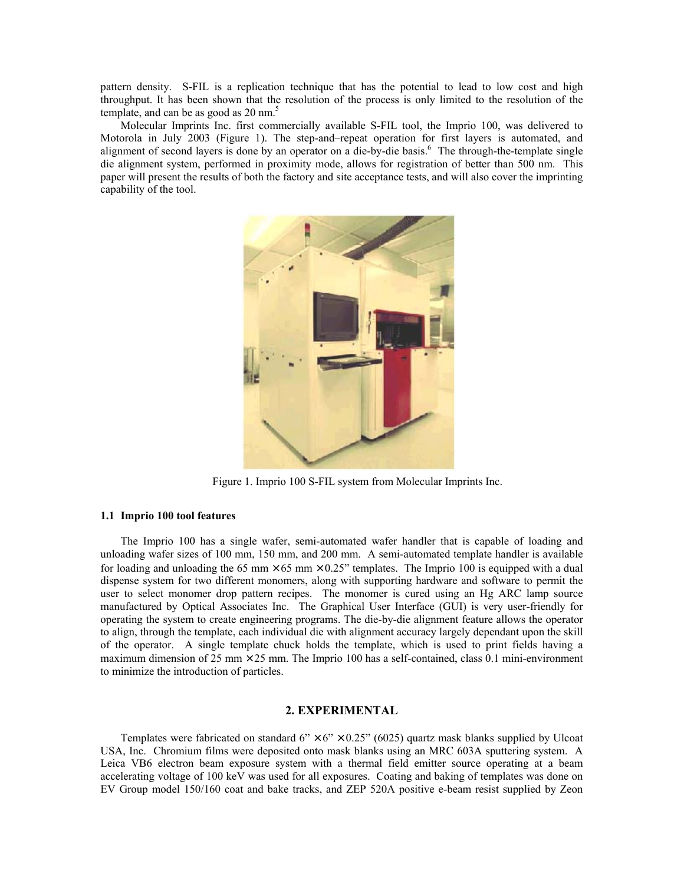pattern density. S-FIL is a replication technique that has the potential to lead to low cost and high throughput. It has been shown that the resolution of the process is only limited to the resolution of the template, and can be as good as 20 nm.[5]

Molecular Imprints Inc. first commercially available S-FIL tool, the Imprio 100, was delivered to Motorola in July 2003 (Figure 1). The step-and–repeat operation for first layers is automated, and alignment of second layers is done by an operator on a die-by-die basis.[6] The through-the-template single die alignment system, performed in proximity mode, allows for registration of better than 500 nm. This paper will present the results of both the factory and site acceptance tests, and will also cover the imprinting capability of the tool.

Figure 1. Imprio 100 S-FIL system from Molecular Imprints Inc.

### 1.1 Imprio 100 tool features

The Imprio 100 has a single wafer, semi-automated wafer handler that is capable of loading and unloading wafer sizes of 100 mm, 150 mm, and 200 mm. A semi-automated template handler is available for loading and unloading the 65 mm × 65 mm × 0.25" templates. The Imprio 100 is equipped with a dual dispense system for two different monomers, along with supporting hardware and software to permit the user to select monomer drop pattern recipes. The monomer is cured using an Hg ARC lamp source manufactured by Optical Associates Inc. The Graphical User Interface (GUI) is very user-friendly for operating the system to create engineering programs. The die-by-die alignment feature allows the operator to align, through the template, each individual die with alignment accuracy largely dependant upon the skill of the operator. A single template chuck holds the template, which is used to print fields having a maximum dimension of 25 mm × 25 mm. The Imprio 100 has a self-contained, class 0.1 mini-environment to minimize the introduction of particles.

## 2. EXPERIMENTAL

Templates were fabricated on standard 6" × 6" × 0.25" (6025) quartz mask blanks supplied by Ulcoat USA, Inc. Chromium films were deposited onto mask blanks using an MRC 603A sputtering system. A Leica VB6 electron beam exposure system with a thermal field emitter source operating at a beam accelerating voltage of 100 keV was used for all exposures. Coating and baking of templates was done on EV Group model 150/160 coat and bake tracks, and ZEP 520A positive e-beam resist supplied by Zeon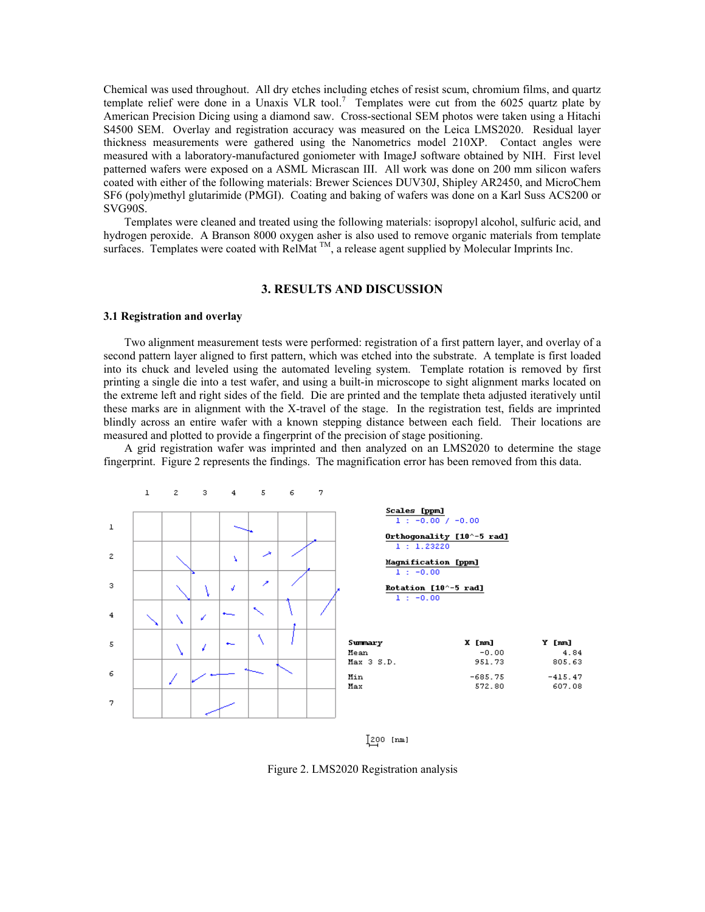Chemical was used throughout. All dry etches including etches of resist scum, chromium films, and quartz template relief were done in a Unaxis VLR tool.[7] Templates were cut from the 6025 quartz plate by American Precision Dicing using a diamond saw. Cross-sectional SEM photos were taken using a Hitachi S4500 SEM. Overlay and registration accuracy was measured on the Leica LMS2020. Residual layer thickness measurements were gathered using the Nanometrics model 210XP. Contact angles were measured with a laboratory-manufactured goniometer with ImageJ software obtained by NIH. First level patterned wafers were exposed on a ASML Micrascan III. All work was done on 200 mm silicon wafers coated with either of the following materials: Brewer Sciences DUV30J, Shipley AR2450, and MicroChem SF6 (poly)methyl glutarimide (PMGI). Coating and baking of wafers was done on a Karl Suss ACS200 or SVG90S.

Templates were cleaned and treated using the following materials: isopropyl alcohol, sulfuric acid, and hydrogen peroxide. A Branson 8000 oxygen asher is also used to remove organic materials from template surfaces. Templates were coated with RelMat ™, a release agent supplied by Molecular Imprints Inc.

## 3. RESULTS AND DISCUSSION

### 3.1 Registration and overlay

Two alignment measurement tests were performed: registration of a first pattern layer, and overlay of a second pattern layer aligned to first pattern, which was etched into the substrate. A template is first loaded into its chuck and leveled using the automated leveling system. Template rotation is removed by first printing a single die into a test wafer, and using a built-in microscope to sight alignment marks located on the extreme left and right sides of the field. Die are printed and the template theta adjusted iteratively until these marks are in alignment with the X-travel of the stage. In the registration test, fields are imprinted blindly across an entire wafer with a known stepping distance between each field. Their locations are measured and plotted to provide a fingerprint of the precision of stage positioning.

A grid registration wafer was imprinted and then analyzed on an LMS2020 to determine the stage fingerprint. Figure 2 represents the findings. The magnification error has been removed from this data.

Scales [ppm]
1 : -0.00 / -0.00

Orthogonality [10^-5 rad]
1 : 1.23220

Magnification [ppm]
1 : -0.00

Rotation [10^-5 rad]
1 : -0.00

| Summary | X [nm] | Y [nm] |
|---|---|---|
| Mean | -0.00 | 4.84 |
| Max 3 S.D. | 951.73 | 805.63 |
| Min | -685.75 | -415.47 |
| Max | 572.80 | 607.08 |

200 [nm]

Figure 2. LMS2020 Registration analysis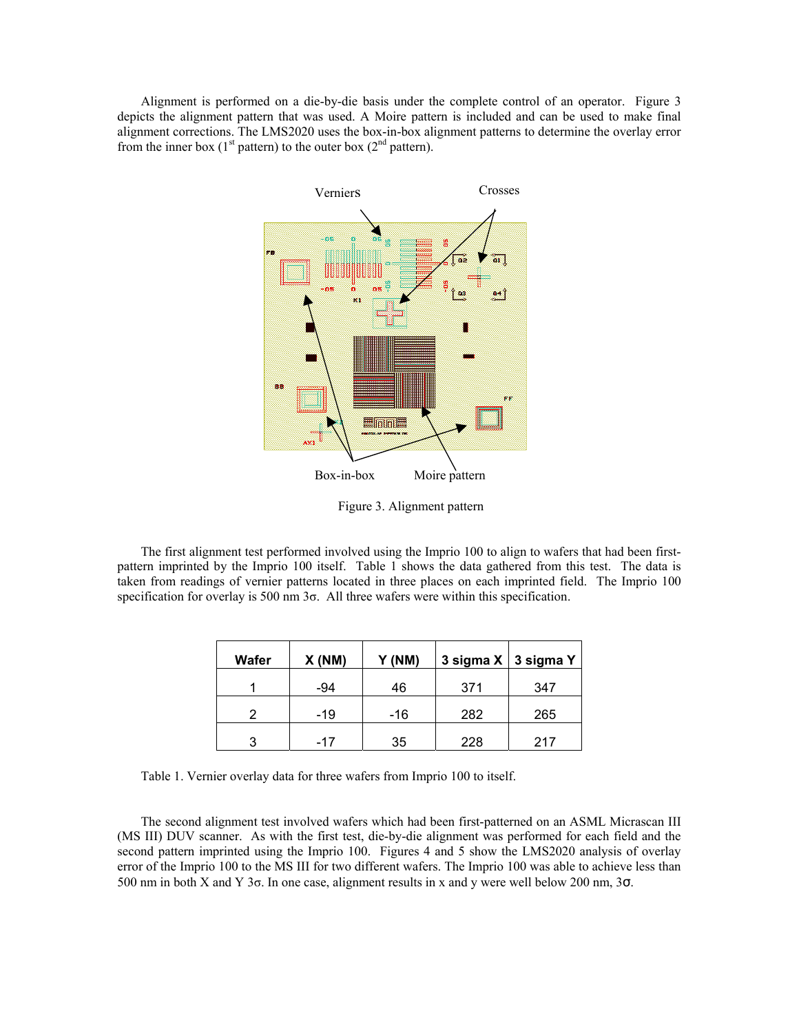Alignment is performed on a die-by-die basis under the complete control of an operator. Figure 3 depicts the alignment pattern that was used. A Moire pattern is included and can be used to make final alignment corrections. The LMS2020 uses the box-in-box alignment patterns to determine the overlay error from the inner box (1st pattern) to the outer box (2nd pattern).

Figure 3. Alignment pattern

The first alignment test performed involved using the Imprio 100 to align to wafers that had been first-pattern imprinted by the Imprio 100 itself. Table 1 shows the data gathered from this test. The data is taken from readings of vernier patterns located in three places on each imprinted field. The Imprio 100 specification for overlay is 500 nm 3σ. All three wafers were within this specification.

| Wafer | X (NM) | Y (NM) | 3 sigma X | 3 sigma Y |
|---|---|---|---|---|
| 1 | -94 | 46 | 371 | 347 |
| 2 | -19 | -16 | 282 | 265 |
| 3 | -17 | 35 | 228 | 217 |

Table 1. Vernier overlay data for three wafers from Imprio 100 to itself.

The second alignment test involved wafers which had been first-patterned on an ASML Micrascan III (MS III) DUV scanner. As with the first test, die-by-die alignment was performed for each field and the second pattern imprinted using the Imprio 100. Figures 4 and 5 show the LMS2020 analysis of overlay error of the Imprio 100 to the MS III for two different wafers. The Imprio 100 was able to achieve less than 500 nm in both X and Y 3σ. In one case, alignment results in x and y were well below 200 nm, 3σ.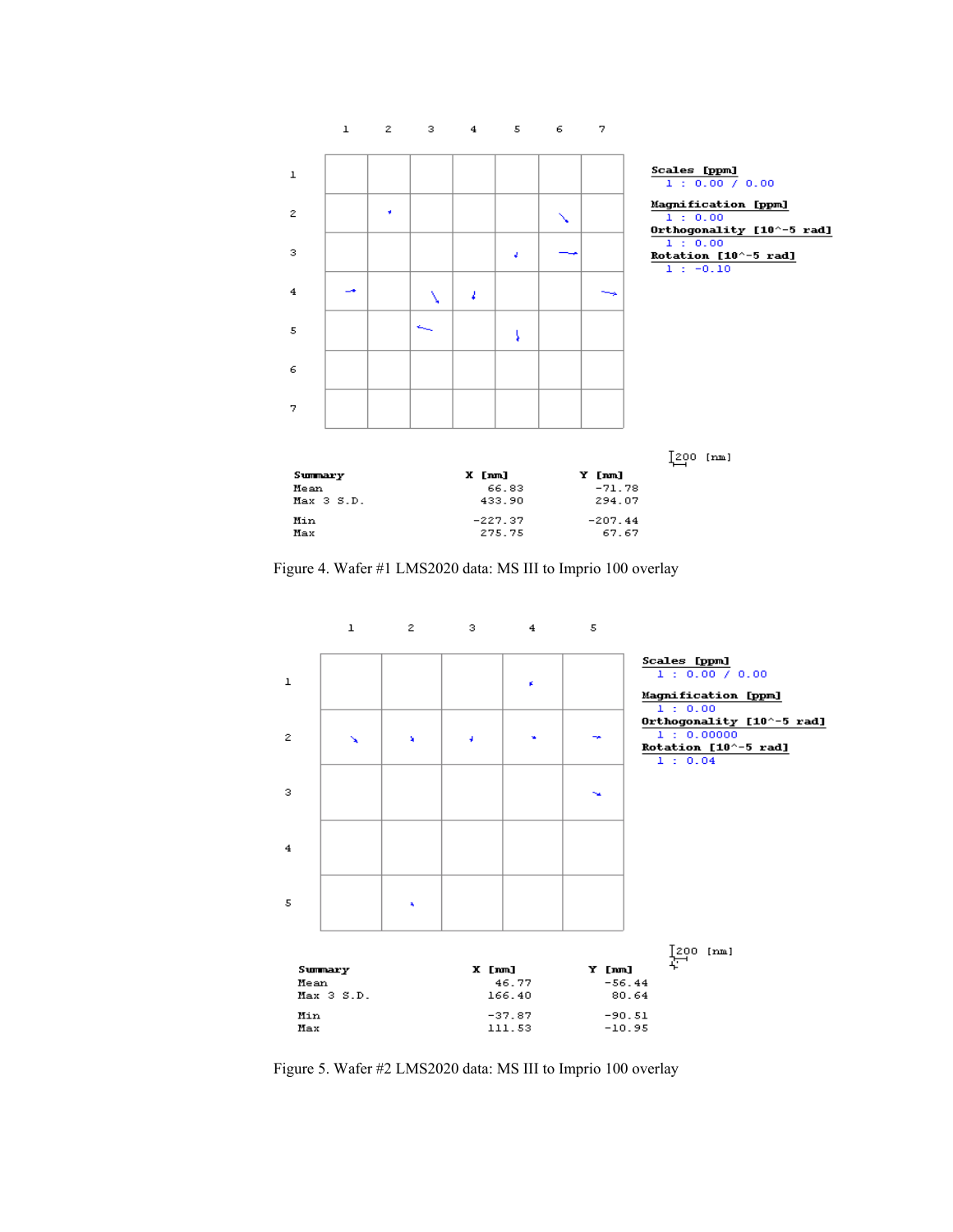| | 1 | 2 | 3 | 4 | 5 | 6 | 7 |
|---|---|---|---|---|---|---|---|
| 1 | | | | | | | |
| 2 | | | | | | | |
| 3 | | | | | | | |
| 4 | | | | | | | |
| 5 | | | | | | | |
| 6 | | | | | | | |
| 7 | | | | | | | |

**Scales [ppm]**
1 : 0.00 / 0.00

**Magnification [ppm]**
1 : 0.00

**Orthogonality [10^-5 rad]**
1 : 0.00

**Rotation [10^-5 rad]**
1 : -0.10

200 [nm]

| Summary | X [nm] | Y [nm] |
|---|---|---|
| Mean | 66.83 | -71.78 |
| Max 3 S.D. | 433.90 | 294.07 |
| Min | -227.37 | -207.44 |
| Max | 275.75 | 67.67 |

Figure 4. Wafer #1 LMS2020 data: MS III to Imprio 100 overlay

| | 1 | 2 | 3 | 4 | 5 |
|---|---|---|---|---|---|
| 1 | | | | | |
| 2 | | | | | |
| 3 | | | | | |
| 4 | | | | | |
| 5 | | | | | |

**Scales [ppm]**
1 : 0.00 / 0.00

**Magnification [ppm]**
1 : 0.00

**Orthogonality [10^-5 rad]**
1 : 0.00000

**Rotation [10^-5 rad]**
1 : 0.04

200 [nm]

| Summary | X [nm] | Y [nm] |
|---|---|---|
| Mean | 46.77 | -56.44 |
| Max 3 S.D. | 166.40 | 80.64 |
| Min | -37.87 | -90.51 |
| Max | 111.53 | -10.95 |

Figure 5. Wafer #2 LMS2020 data: MS III to Imprio 100 overlay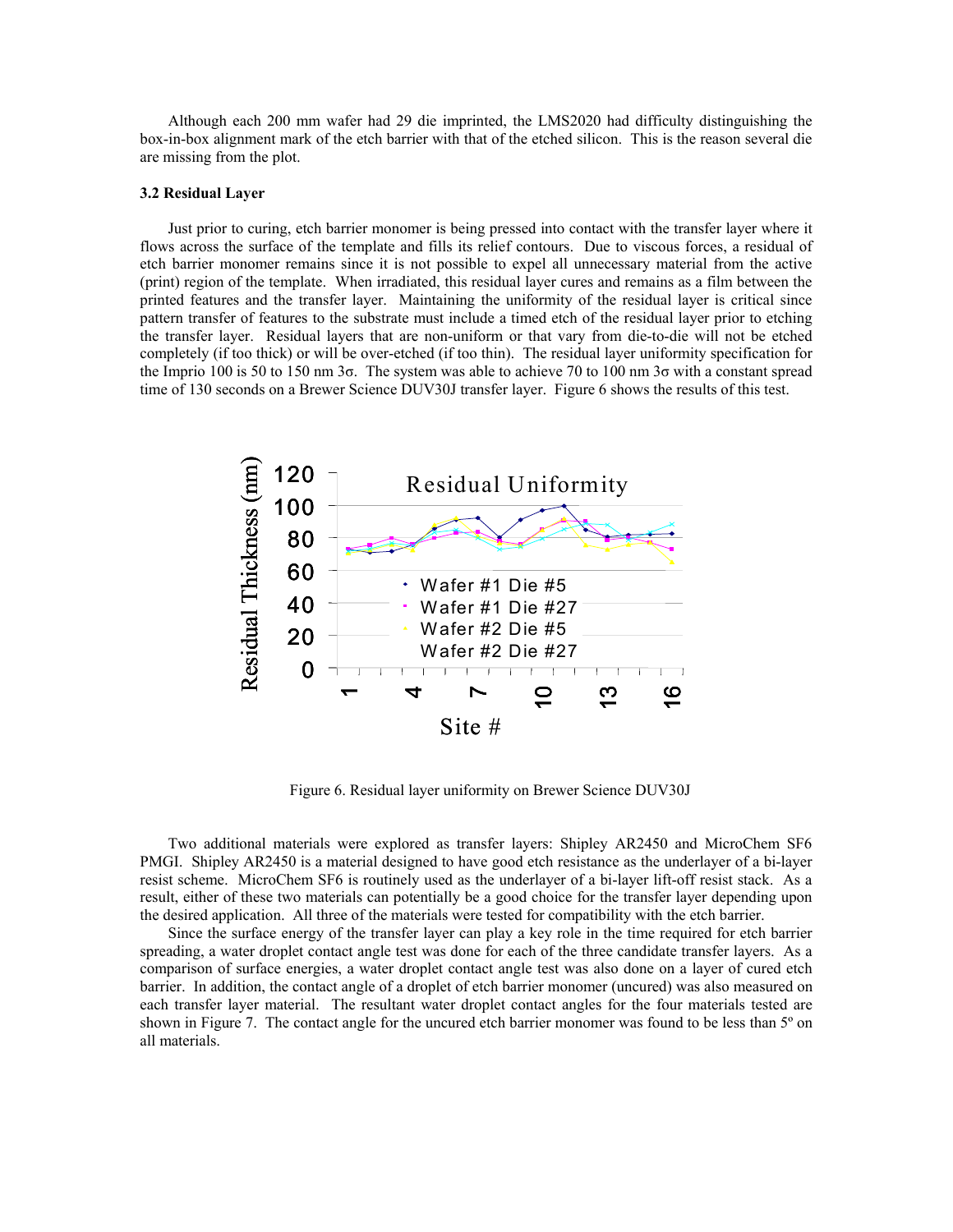Although each 200 mm wafer had 29 die imprinted, the LMS2020 had difficulty distinguishing the box-in-box alignment mark of the etch barrier with that of the etched silicon. This is the reason several die are missing from the plot.

### 3.2 Residual Layer

Just prior to curing, etch barrier monomer is being pressed into contact with the transfer layer where it flows across the surface of the template and fills its relief contours. Due to viscous forces, a residual of etch barrier monomer remains since it is not possible to expel all unnecessary material from the active (print) region of the template. When irradiated, this residual layer cures and remains as a film between the printed features and the transfer layer. Maintaining the uniformity of the residual layer is critical since pattern transfer of features to the substrate must include a timed etch of the residual layer prior to etching the transfer layer. Residual layers that are non-uniform or that vary from die-to-die will not be etched completely (if too thick) or will be over-etched (if too thin). The residual layer uniformity specification for the Imprio 100 is 50 to 150 nm $3\sigma$. The system was able to achieve 70 to 100 nm $3\sigma$ with a constant spread time of 130 seconds on a Brewer Science DUV30J transfer layer. Figure 6 shows the results of this test.

Figure 6. Residual layer uniformity on Brewer Science DUV30J

Two additional materials were explored as transfer layers: Shipley AR2450 and MicroChem SF6 PMGI. Shipley AR2450 is a material designed to have good etch resistance as the underlayer of a bi-layer resist scheme. MicroChem SF6 is routinely used as the underlayer of a bi-layer lift-off resist stack. As a result, either of these two materials can potentially be a good choice for the transfer layer depending upon the desired application. All three of the materials were tested for compatibility with the etch barrier.

Since the surface energy of the transfer layer can play a key role in the time required for etch barrier spreading, a water droplet contact angle test was done for each of the three candidate transfer layers. As a comparison of surface energies, a water droplet contact angle test was also done on a layer of cured etch barrier. In addition, the contact angle of a droplet of etch barrier monomer (uncured) was also measured on each transfer layer material. The resultant water droplet contact angles for the four materials tested are shown in Figure 7. The contact angle for the uncured etch barrier monomer was found to be less than 5º on all materials.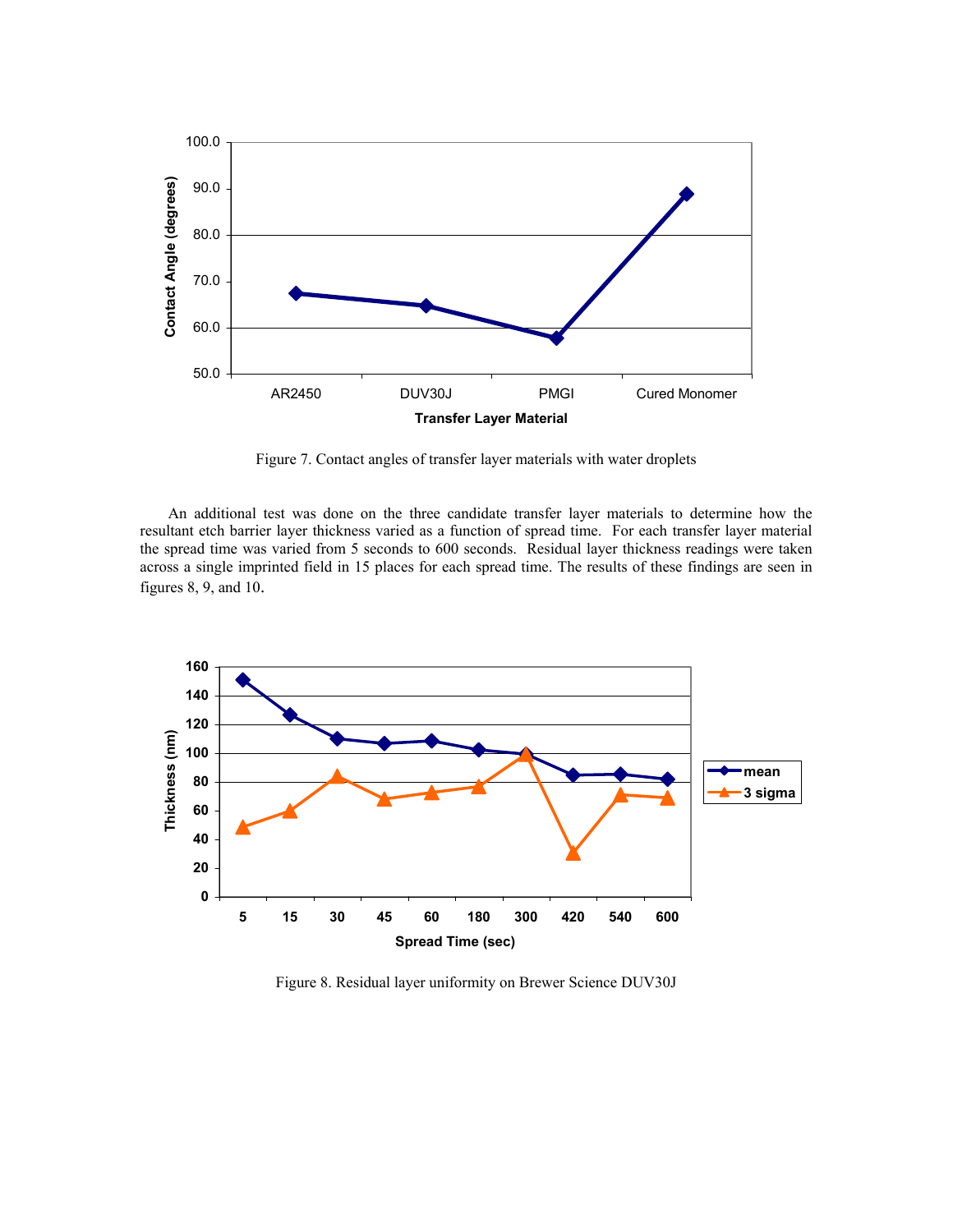Figure 7. Contact angles of transfer layer materials with water droplets

An additional test was done on the three candidate transfer layer materials to determine how the resultant etch barrier layer thickness varied as a function of spread time. For each transfer layer material the spread time was varied from 5 seconds to 600 seconds. Residual layer thickness readings were taken across a single imprinted field in 15 places for each spread time. The results of these findings are seen in figures 8, 9, and 10.

Figure 8. Residual layer uniformity on Brewer Science DUV30J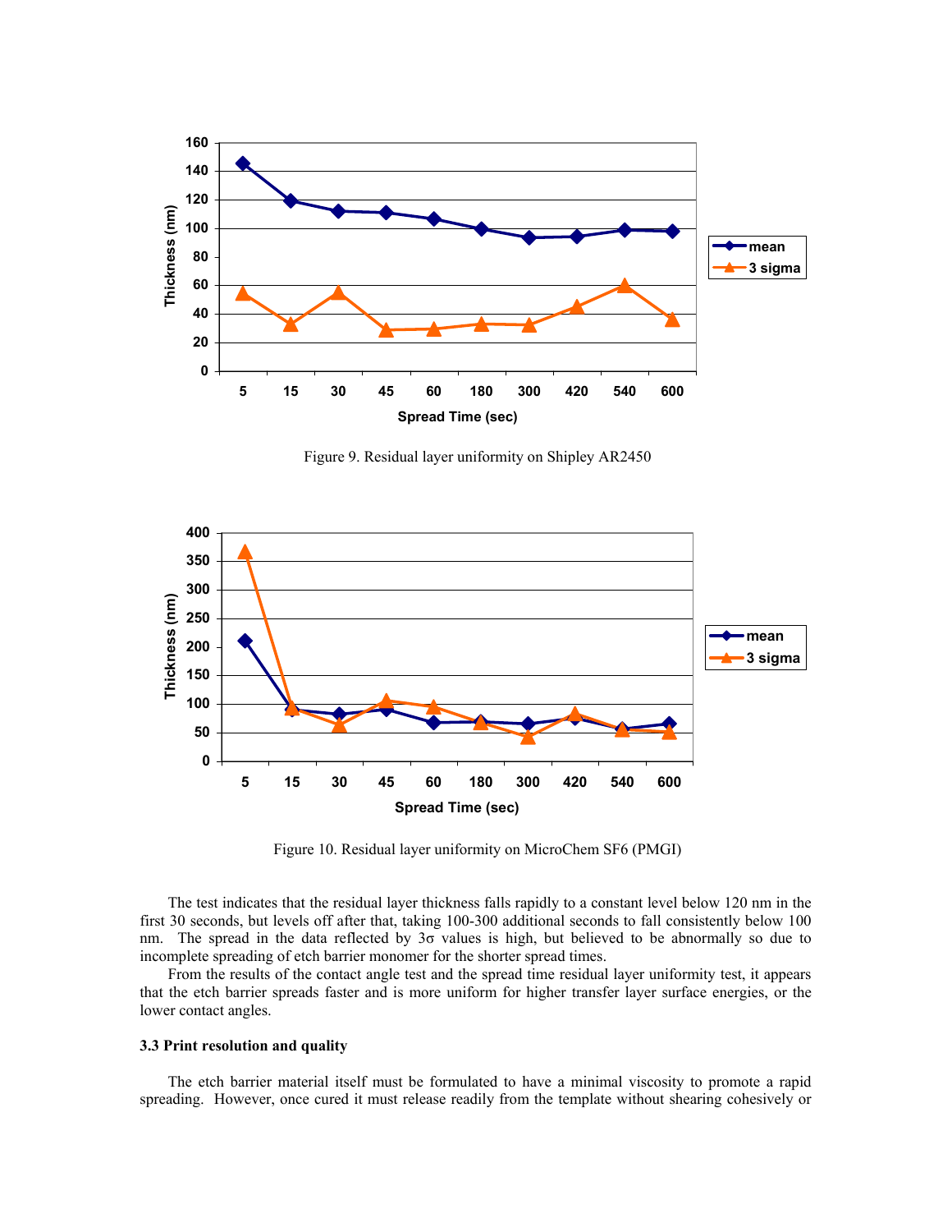Figure 9. Residual layer uniformity on Shipley AR2450

Figure 10. Residual layer uniformity on MicroChem SF6 (PMGI)

The test indicates that the residual layer thickness falls rapidly to a constant level below 120 nm in the first 30 seconds, but levels off after that, taking 100-300 additional seconds to fall consistently below 100 nm. The spread in the data reflected by $3\sigma$ values is high, but believed to be abnormally so due to incomplete spreading of etch barrier monomer for the shorter spread times.

From the results of the contact angle test and the spread time residual layer uniformity test, it appears that the etch barrier spreads faster and is more uniform for higher transfer layer surface energies, or the lower contact angles.

### 3.3 Print resolution and quality

The etch barrier material itself must be formulated to have a minimal viscosity to promote a rapid spreading. However, once cured it must release readily from the template without shearing cohesively or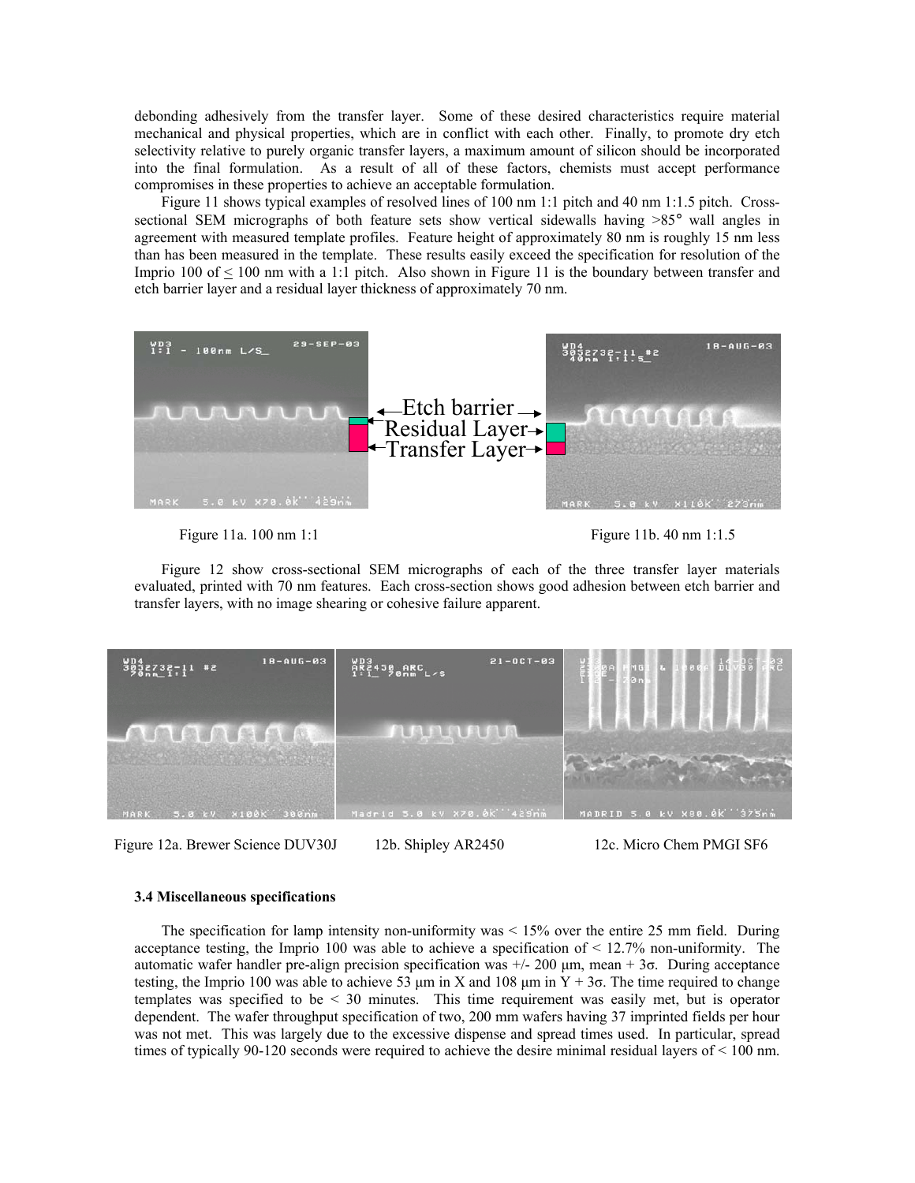debonding adhesively from the transfer layer. Some of these desired characteristics require material mechanical and physical properties, which are in conflict with each other. Finally, to promote dry etch selectivity relative to purely organic transfer layers, a maximum amount of silicon should be incorporated into the final formulation. As a result of all of these factors, chemists must accept performance compromises in these properties to achieve an acceptable formulation.

Figure 11 shows typical examples of resolved lines of 100 nm 1:1 pitch and 40 nm 1:1.5 pitch. Cross-sectional SEM micrographs of both feature sets show vertical sidewalls having >85° wall angles in agreement with measured template profiles. Feature height of approximately 80 nm is roughly 15 nm less than has been measured in the template. These results easily exceed the specification for resolution of the Imprio 100 of ≤ 100 nm with a 1:1 pitch. Also shown in Figure 11 is the boundary between transfer and etch barrier layer and a residual layer thickness of approximately 70 nm.

Etch barrier

Residual Layer

Transfer Layer

Figure 11a. 100 nm 1:1

Figure 11b. 40 nm 1:1.5

Figure 12 show cross-sectional SEM micrographs of each of the three transfer layer materials evaluated, printed with 70 nm features. Each cross-section shows good adhesion between etch barrier and transfer layers, with no image shearing or cohesive failure apparent.

Figure 12a. Brewer Science DUV30J

12b. Shipley AR2450

12c. Micro Chem PMGI SF6

### 3.4 Miscellaneous specifications

The specification for lamp intensity non-uniformity was < 15% over the entire 25 mm field. During acceptance testing, the Imprio 100 was able to achieve a specification of < 12.7% non-uniformity. The automatic wafer handler pre-align precision specification was +/- 200 μm, mean + 3σ. During acceptance testing, the Imprio 100 was able to achieve 53 μm in X and 108 μm in Y + 3σ. The time required to change templates was specified to be < 30 minutes. This time requirement was easily met, but is operator dependent. The wafer throughput specification of two, 200 mm wafers having 37 imprinted fields per hour was not met. This was largely due to the excessive dispense and spread times used. In particular, spread times of typically 90-120 seconds were required to achieve the desire minimal residual layers of < 100 nm.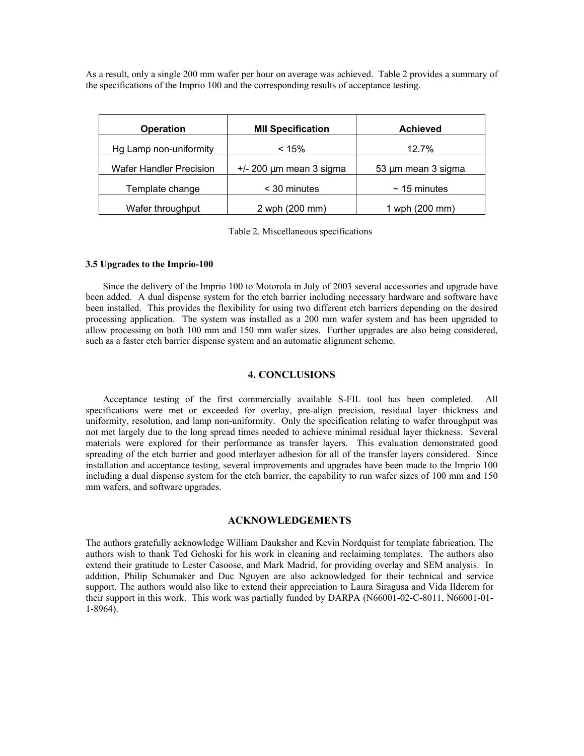As a result, only a single 200 mm wafer per hour on average was achieved. Table 2 provides a summary of the specifications of the Imprio 100 and the corresponding results of acceptance testing.

| Operation | MII Specification | Achieved |
| --- | --- | --- |
| Hg Lamp non-uniformity | < 15% | 12.7% |
| Wafer Handler Precision | +/- 200 µm mean 3 sigma | 53 µm mean 3 sigma |
| Template change | < 30 minutes | ~ 15 minutes |
| Wafer throughput | 2 wph (200 mm) | 1 wph (200 mm) |

Table 2. Miscellaneous specifications

### 3.5 Upgrades to the Imprio-100

Since the delivery of the Imprio 100 to Motorola in July of 2003 several accessories and upgrade have been added. A dual dispense system for the etch barrier including necessary hardware and software have been installed. This provides the flexibility for using two different etch barriers depending on the desired processing application. The system was installed as a 200 mm wafer system and has been upgraded to allow processing on both 100 mm and 150 mm wafer sizes. Further upgrades are also being considered, such as a faster etch barrier dispense system and an automatic alignment scheme.

## 4. CONCLUSIONS

Acceptance testing of the first commercially available S-FIL tool has been completed. All specifications were met or exceeded for overlay, pre-align precision, residual layer thickness and uniformity, resolution, and lamp non-uniformity. Only the specification relating to wafer throughput was not met largely due to the long spread times needed to achieve minimal residual layer thickness. Several materials were explored for their performance as transfer layers. This evaluation demonstrated good spreading of the etch barrier and good interlayer adhesion for all of the transfer layers considered. Since installation and acceptance testing, several improvements and upgrades have been made to the Imprio 100 including a dual dispense system for the etch barrier, the capability to run wafer sizes of 100 mm and 150 mm wafers, and software upgrades.

## ACKNOWLEDGEMENTS

The authors gratefully acknowledge William Dauksher and Kevin Nordquist for template fabrication. The authors wish to thank Ted Gehoski for his work in cleaning and reclaiming templates. The authors also extend their gratitude to Lester Casoose, and Mark Madrid, for providing overlay and SEM analysis. In addition, Philip Schumaker and Duc Nguyen are also acknowledged for their technical and service support. The authors would also like to extend their appreciation to Laura Siragusa and Vida Ilderem for their support in this work. This work was partially funded by DARPA (N66001-02-C-8011, N66001-01-1-8964).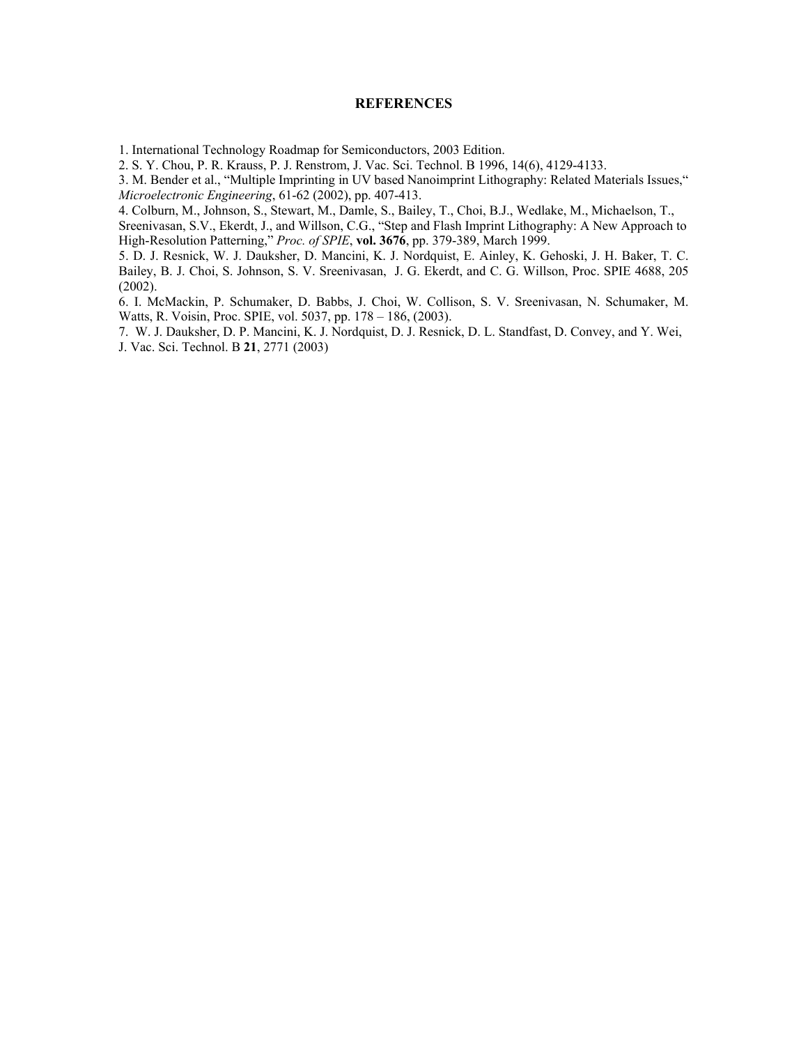## REFERENCES

1. International Technology Roadmap for Semiconductors, 2003 Edition.
2. S. Y. Chou, P. R. Krauss, P. J. Renstrom, J. Vac. Sci. Technol. B 1996, 14(6), 4129-4133.
3. M. Bender et al., "Multiple Imprinting in UV based Nanoimprint Lithography: Related Materials Issues," *Microelectronic Engineering*, 61-62 (2002), pp. 407-413.
4. Colburn, M., Johnson, S., Stewart, M., Damle, S., Bailey, T., Choi, B.J., Wedlake, M., Michaelson, T., Sreenivasan, S.V., Ekerdt, J., and Willson, C.G., "Step and Flash Imprint Lithography: A New Approach to High-Resolution Patterning," *Proc. of SPIE*, **vol. 3676**, pp. 379-389, March 1999.
5. D. J. Resnick, W. J. Dauksher, D. Mancini, K. J. Nordquist, E. Ainley, K. Gehoski, J. H. Baker, T. C. Bailey, B. J. Choi, S. Johnson, S. V. Sreenivasan, J. G. Ekerdt, and C. G. Willson, Proc. SPIE 4688, 205 (2002).
6. I. McMackin, P. Schumaker, D. Babbs, J. Choi, W. Collison, S. V. Sreenivasan, N. Schumaker, M. Watts, R. Voisin, Proc. SPIE, vol. 5037, pp. 178 – 186, (2003).
7. W. J. Dauksher, D. P. Mancini, K. J. Nordquist, D. J. Resnick, D. L. Standfast, D. Convey, and Y. Wei, J. Vac. Sci. Technol. B **21**, 2771 (2003)